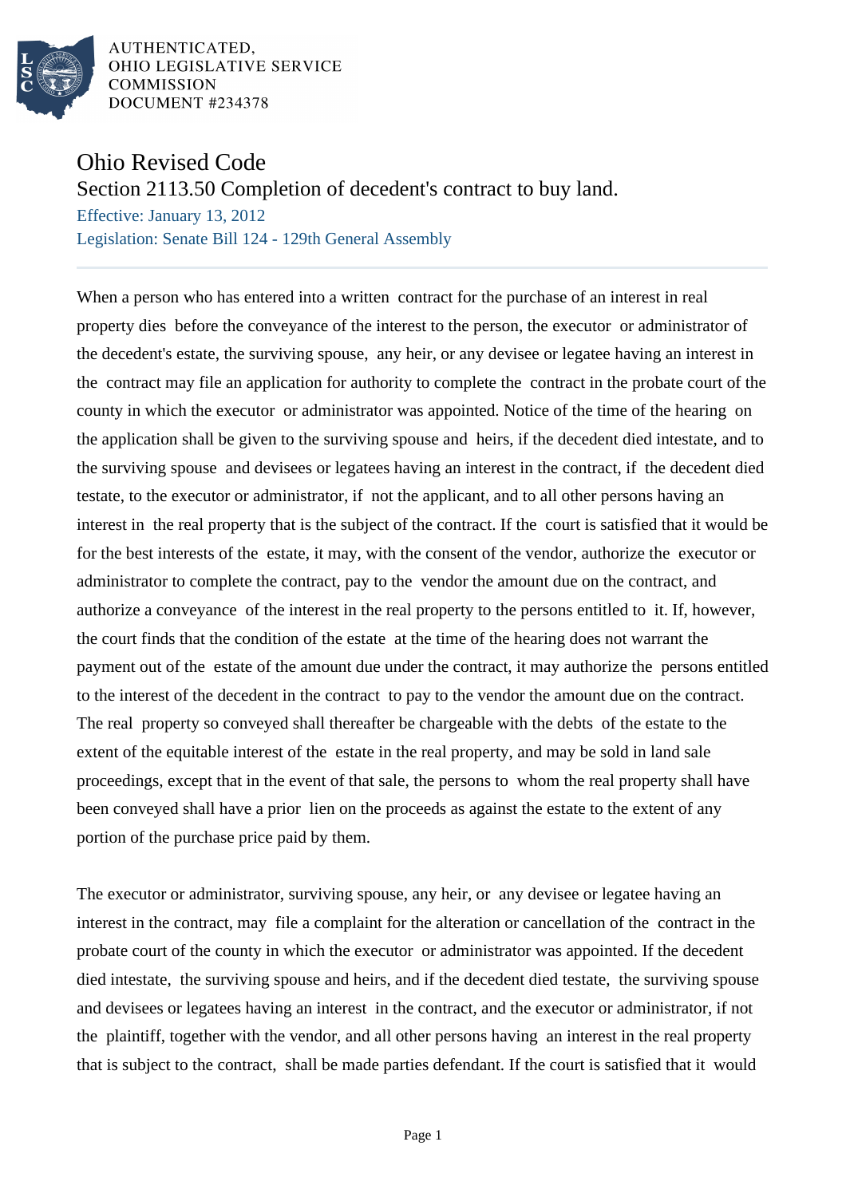AUTHENTICATED,
OHIO LEGISLATIVE SERVICE
COMMISSION
DOCUMENT #234378

# Ohio Revised Code

## Section 2113.50 Completion of decedent's contract to buy land.

Effective: January 13, 2012

Legislation: Senate Bill 124 - 129th General Assembly

When a person who has entered into a written contract for the purchase of an interest in real property dies before the conveyance of the interest to the person, the executor or administrator of the decedent's estate, the surviving spouse, any heir, or any devisee or legatee having an interest in the contract may file an application for authority to complete the contract in the probate court of the county in which the executor or administrator was appointed. Notice of the time of the hearing on the application shall be given to the surviving spouse and heirs, if the decedent died intestate, and to the surviving spouse and devisees or legatees having an interest in the contract, if the decedent died testate, to the executor or administrator, if not the applicant, and to all other persons having an interest in the real property that is the subject of the contract. If the court is satisfied that it would be for the best interests of the estate, it may, with the consent of the vendor, authorize the executor or administrator to complete the contract, pay to the vendor the amount due on the contract, and authorize a conveyance of the interest in the real property to the persons entitled to it. If, however, the court finds that the condition of the estate at the time of the hearing does not warrant the payment out of the estate of the amount due under the contract, it may authorize the persons entitled to the interest of the decedent in the contract to pay to the vendor the amount due on the contract. The real property so conveyed shall thereafter be chargeable with the debts of the estate to the extent of the equitable interest of the estate in the real property, and may be sold in land sale proceedings, except that in the event of that sale, the persons to whom the real property shall have been conveyed shall have a prior lien on the proceeds as against the estate to the extent of any portion of the purchase price paid by them.

The executor or administrator, surviving spouse, any heir, or any devisee or legatee having an interest in the contract, may file a complaint for the alteration or cancellation of the contract in the probate court of the county in which the executor or administrator was appointed. If the decedent died intestate, the surviving spouse and heirs, and if the decedent died testate, the surviving spouse and devisees or legatees having an interest in the contract, and the executor or administrator, if not the plaintiff, together with the vendor, and all other persons having an interest in the real property that is subject to the contract, shall be made parties defendant. If the court is satisfied that it would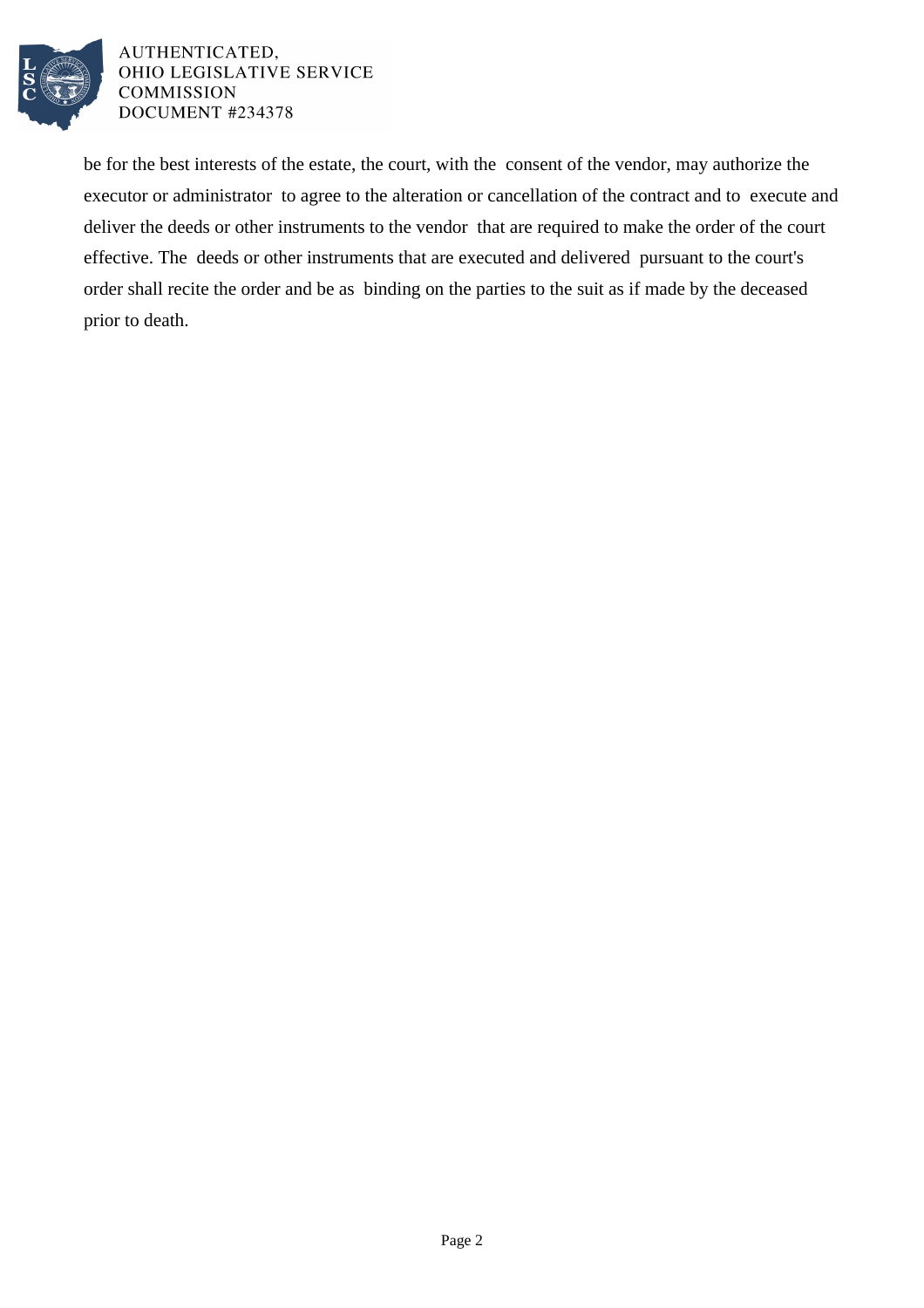be for the best interests of the estate, the court, with the consent of the vendor, may authorize the executor or administrator to agree to the alteration or cancellation of the contract and to execute and deliver the deeds or other instruments to the vendor that are required to make the order of the court effective. The deeds or other instruments that are executed and delivered pursuant to the court's order shall recite the order and be as binding on the parties to the suit as if made by the deceased prior to death.